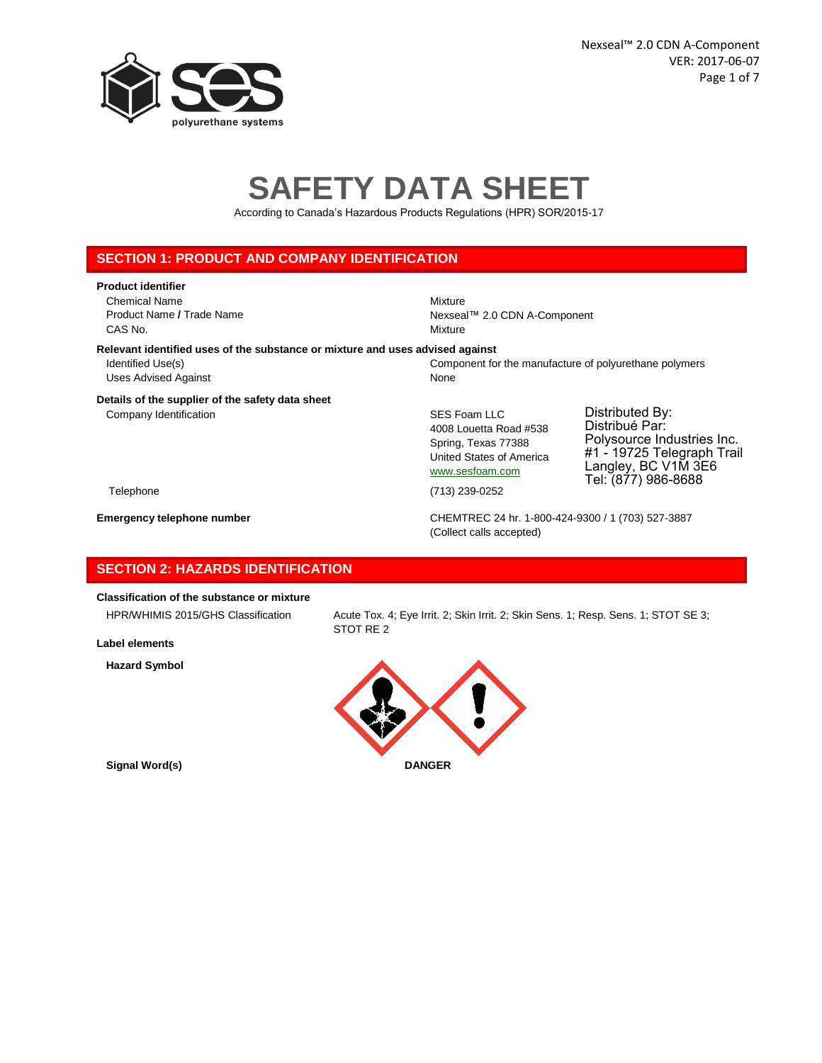# SAFETY DATA SHEET

According to Canada's Hazardous Products Regulations (HPR) SOR/2015-17

## SECTION 1: PRODUCT AND COMPANY IDENTIFICATION

**Product identifier**

| | |
|---|---|
| Chemical Name | Mixture |
| Product Name / Trade Name | Nexseal™ 2.0 CDN A-Component |
| CAS No. | Mixture |

**Relevant identified uses of the substance or mixture and uses advised against**

| | |
|---|---|
| Identified Use(s) | Component for the manufacture of polyurethane polymers |
| Uses Advised Against | None |

**Details of the supplier of the safety data sheet**

Company Identification

SES Foam LLC
4008 Louetta Road #538
Spring, Texas 77388
United States of America
www.sesfoam.com

Distributed By:
Distribué Par:
Polysource Industries Inc.
#1 - 19725 Telegraph Trail
Langley, BC V1M 3E6
Tel: (877) 986-8688

Telephone: (713) 239-0252

**Emergency telephone number**: CHEMTREC 24 hr. 1-800-424-9300 / 1 (703) 527-3887 (Collect calls accepted)

## SECTION 2: HAZARDS IDENTIFICATION

**Classification of the substance or mixture**

HPR/WHIMIS 2015/GHS Classification: Acute Tox. 4; Eye Irrit. 2; Skin Irrit. 2; Skin Sens. 1; Resp. Sens. 1; STOT SE 3; STOT RE 2

**Label elements**

**Hazard Symbol**

**Signal Word(s)**: **DANGER**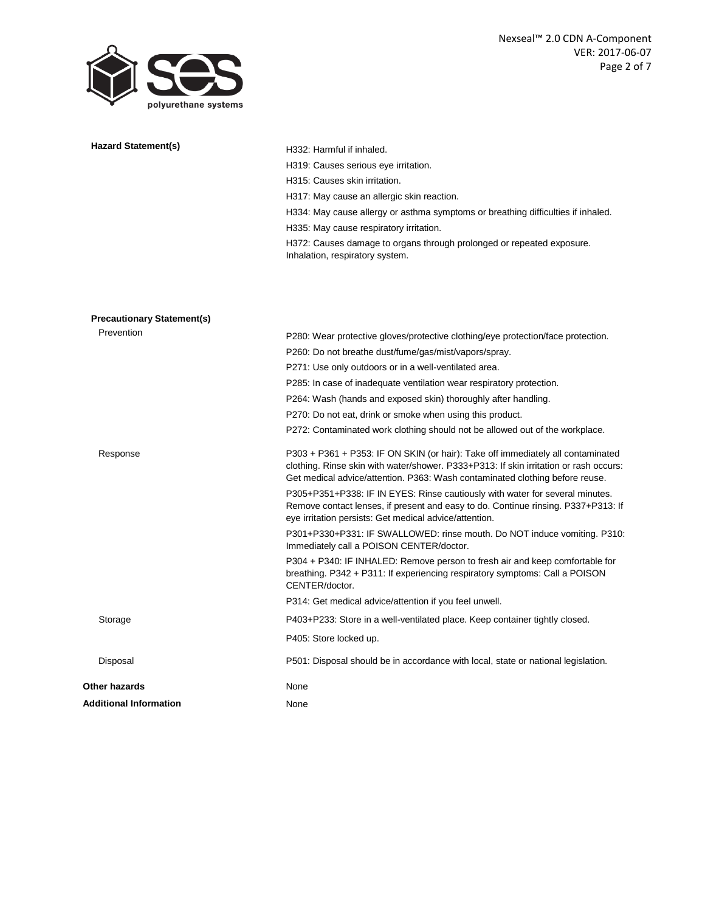**Hazard Statement(s)**

H332: Harmful if inhaled.

H319: Causes serious eye irritation.

H315: Causes skin irritation.

H317: May cause an allergic skin reaction.

H334: May cause allergy or asthma symptoms or breathing difficulties if inhaled.

H335: May cause respiratory irritation.

H372: Causes damage to organs through prolonged or repeated exposure. Inhalation, respiratory system.

**Precautionary Statement(s)**

Prevention

P280: Wear protective gloves/protective clothing/eye protection/face protection.

P260: Do not breathe dust/fume/gas/mist/vapors/spray.

P271: Use only outdoors or in a well-ventilated area.

P285: In case of inadequate ventilation wear respiratory protection.

P264: Wash (hands and exposed skin) thoroughly after handling.

P270: Do not eat, drink or smoke when using this product.

P272: Contaminated work clothing should not be allowed out of the workplace.

Response

P303 + P361 + P353: IF ON SKIN (or hair): Take off immediately all contaminated clothing. Rinse skin with water/shower. P333+P313: If skin irritation or rash occurs: Get medical advice/attention. P363: Wash contaminated clothing before reuse.

P305+P351+P338: IF IN EYES: Rinse cautiously with water for several minutes. Remove contact lenses, if present and easy to do. Continue rinsing. P337+P313: If eye irritation persists: Get medical advice/attention.

P301+P330+P331: IF SWALLOWED: rinse mouth. Do NOT induce vomiting. P310: Immediately call a POISON CENTER/doctor.

P304 + P340: IF INHALED: Remove person to fresh air and keep comfortable for breathing. P342 + P311: If experiencing respiratory symptoms: Call a POISON CENTER/doctor.

P314: Get medical advice/attention if you feel unwell.

Storage

P403+P233: Store in a well-ventilated place. Keep container tightly closed.

P405: Store locked up.

Disposal

P501: Disposal should be in accordance with local, state or national legislation.

**Other hazards** None

**Additional Information** None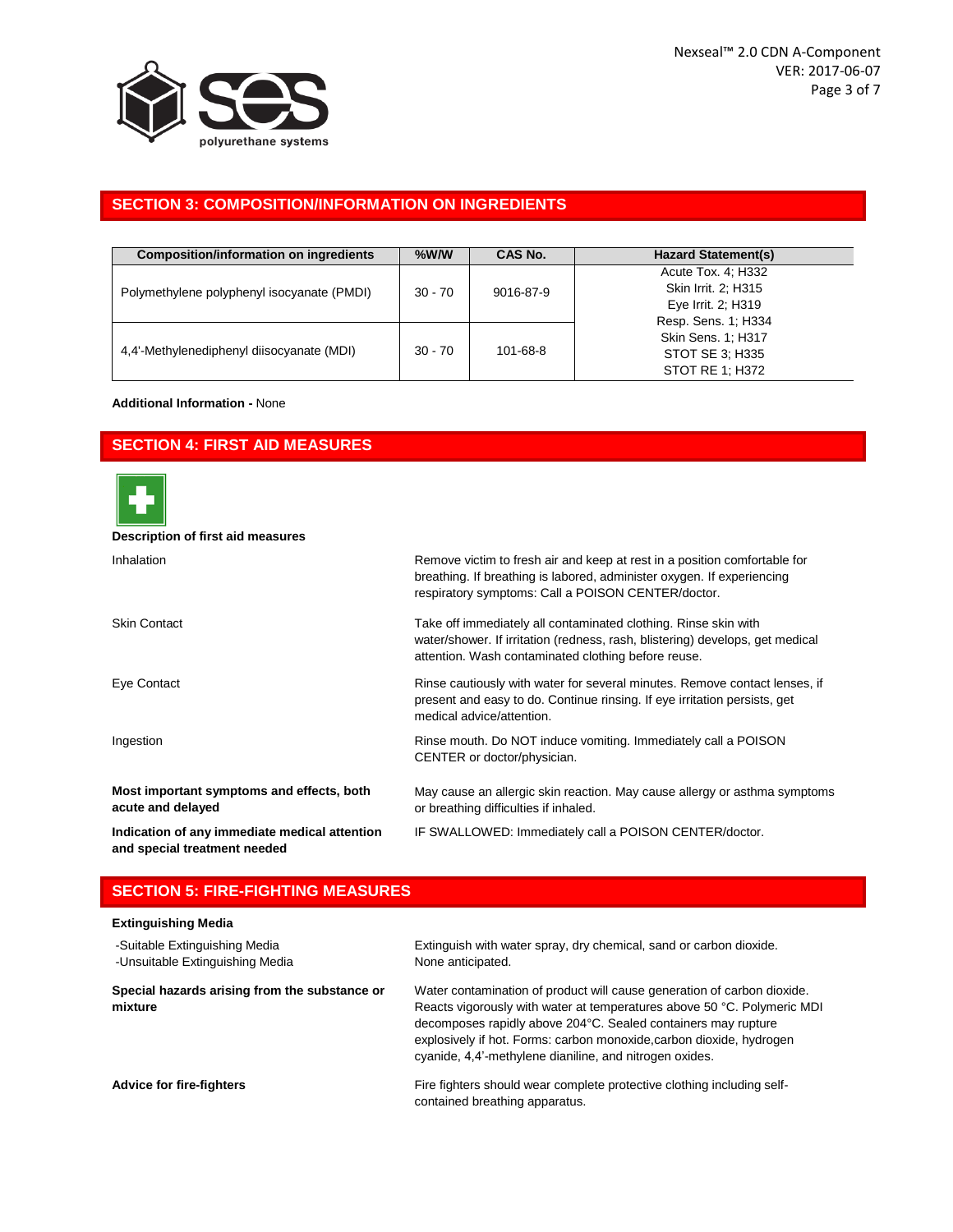## SECTION 3: COMPOSITION/INFORMATION ON INGREDIENTS

| Composition/information on ingredients | %W/W | CAS No. | Hazard Statement(s) |
| --- | --- | --- | --- |
| Polymethylene polyphenyl isocyanate (PMDI) | 30 - 70 | 9016-87-9 | Acute Tox. 4; H332<br>Skin Irrit. 2; H315<br>Eye Irrit. 2; H319<br>Resp. Sens. 1; H334<br>Skin Sens. 1; H317<br>STOT SE 3; H335<br>STOT RE 1; H372 |
| 4,4'-Methylenediphenyl diisocyanate (MDI) | 30 - 70 | 101-68-8 | |

**Additional Information -** None

## SECTION 4: FIRST AID MEASURES

**Description of first aid measures**

| | |
| --- | --- |
| Inhalation | Remove victim to fresh air and keep at rest in a position comfortable for breathing. If breathing is labored, administer oxygen. If experiencing respiratory symptoms: Call a POISON CENTER/doctor. |
| Skin Contact | Take off immediately all contaminated clothing. Rinse skin with water/shower. If irritation (redness, rash, blistering) develops, get medical attention. Wash contaminated clothing before reuse. |
| Eye Contact | Rinse cautiously with water for several minutes. Remove contact lenses, if present and easy to do. Continue rinsing. If eye irritation persists, get medical advice/attention. |
| Ingestion | Rinse mouth. Do NOT induce vomiting. Immediately call a POISON CENTER or doctor/physician. |
| **Most important symptoms and effects, both acute and delayed** | May cause an allergic skin reaction. May cause allergy or asthma symptoms or breathing difficulties if inhaled. |
| **Indication of any immediate medical attention and special treatment needed** | IF SWALLOWED: Immediately call a POISON CENTER/doctor. |

## SECTION 5: FIRE-FIGHTING MEASURES

**Extinguishing Media**

| | |
| --- | --- |
| -Suitable Extinguishing Media | Extinguish with water spray, dry chemical, sand or carbon dioxide. |
| -Unsuitable Extinguishing Media | None anticipated. |
| **Special hazards arising from the substance or mixture** | Water contamination of product will cause generation of carbon dioxide. Reacts vigorously with water at temperatures above 50 °C. Polymeric MDI decomposes rapidly above 204°C. Sealed containers may rupture explosively if hot. Forms: carbon monoxide,carbon dioxide, hydrogen cyanide, 4,4'-methylene dianiline, and nitrogen oxides. |
| **Advice for fire-fighters** | Fire fighters should wear complete protective clothing including self-contained breathing apparatus. |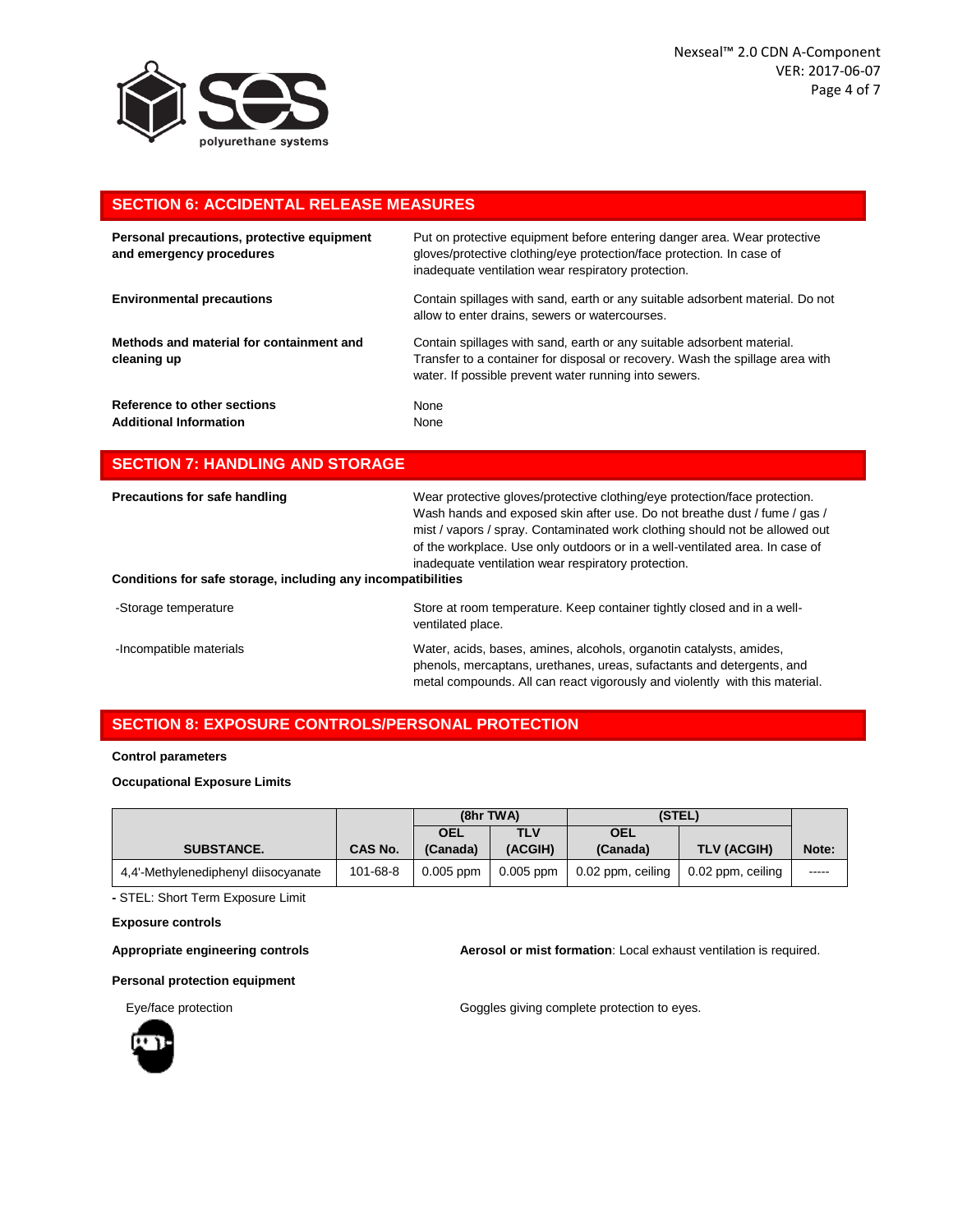## SECTION 6: ACCIDENTAL RELEASE MEASURES

**Personal precautions, protective equipment and emergency procedures**

Put on protective equipment before entering danger area. Wear protective gloves/protective clothing/eye protection/face protection. In case of inadequate ventilation wear respiratory protection.

**Environmental precautions**

Contain spillages with sand, earth or any suitable adsorbent material. Do not allow to enter drains, sewers or watercourses.

**Methods and material for containment and cleaning up**

Contain spillages with sand, earth or any suitable adsorbent material. Transfer to a container for disposal or recovery. Wash the spillage area with water. If possible prevent water running into sewers.

**Reference to other sections** None

**Additional Information** None

## SECTION 7: HANDLING AND STORAGE

**Precautions for safe handling**

Wear protective gloves/protective clothing/eye protection/face protection. Wash hands and exposed skin after use. Do not breathe dust / fume / gas / mist / vapors / spray. Contaminated work clothing should not be allowed out of the workplace. Use only outdoors or in a well-ventilated area. In case of inadequate ventilation wear respiratory protection.

**Conditions for safe storage, including any incompatibilities**

-Storage temperature: Store at room temperature. Keep container tightly closed and in a well-ventilated place.

-Incompatible materials: Water, acids, bases, amines, alcohols, organotin catalysts, amides, phenols, mercaptans, urethanes, ureas, sufactants and detergents, and metal compounds. All can react vigorously and violently with this material.

## SECTION 8: EXPOSURE CONTROLS/PERSONAL PROTECTION

**Control parameters**

**Occupational Exposure Limits**

| | | (8hr TWA) | | (STEL) | | |
|---|---|---|---|---|---|---|
| **SUBSTANCE.** | **CAS No.** | **OEL (Canada)** | **TLV (ACGIH)** | **OEL (Canada)** | **TLV (ACGIH)** | **Note:** |
| 4,4'-Methylenediphenyl diisocyanate | 101-68-8 | 0.005 ppm | 0.005 ppm | 0.02 ppm, ceiling | 0.02 ppm, ceiling | ----- |

**-** STEL: Short Term Exposure Limit

**Exposure controls**

**Appropriate engineering controls**

**Aerosol or mist formation**: Local exhaust ventilation is required.

**Personal protection equipment**

Eye/face protection: Goggles giving complete protection to eyes.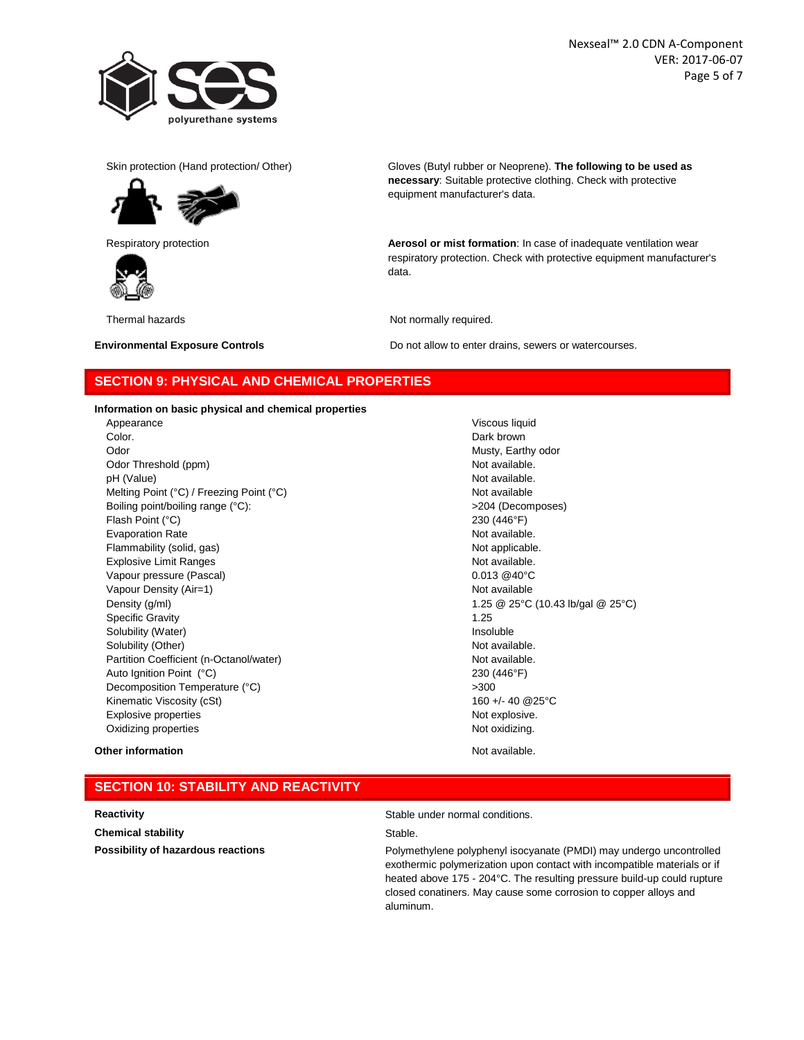| | |
|---|---|
| Skin protection (Hand protection/ Other) | Gloves (Butyl rubber or Neoprene). **The following to be used as necessary**: Suitable protective clothing. Check with protective equipment manufacturer's data. |
| Respiratory protection | **Aerosol or mist formation**: In case of inadequate ventilation wear respiratory protection. Check with protective equipment manufacturer's data. |
| Thermal hazards | Not normally required. |
| **Environmental Exposure Controls** | Do not allow to enter drains, sewers or watercourses. |

## SECTION 9: PHYSICAL AND CHEMICAL PROPERTIES

**Information on basic physical and chemical properties**

| | |
|---|---|
| Appearance | Viscous liquid |
| Color. | Dark brown |
| Odor | Musty, Earthy odor |
| Odor Threshold (ppm) | Not available. |
| pH (Value) | Not available. |
| Melting Point (°C) / Freezing Point (°C) | Not available |
| Boiling point/boiling range (°C): | >204 (Decomposes) |
| Flash Point (°C) | 230 (446°F) |
| Evaporation Rate | Not available. |
| Flammability (solid, gas) | Not applicable. |
| Explosive Limit Ranges | Not available. |
| Vapour pressure (Pascal) | 0.013 @40°C |
| Vapour Density (Air=1) | Not available |
| Density (g/ml) | 1.25 @ 25°C (10.43 lb/gal @ 25°C) |
| Specific Gravity | 1.25 |
| Solubility (Water) | Insoluble |
| Solubility (Other) | Not available. |
| Partition Coefficient (n-Octanol/water) | Not available. |
| Auto Ignition Point (°C) | 230 (446°F) |
| Decomposition Temperature (°C) | >300 |
| Kinematic Viscosity (cSt) | 160 +/- 40 @25°C |
| Explosive properties | Not explosive. |
| Oxidizing properties | Not oxidizing. |

**Other information** — Not available.

## SECTION 10: STABILITY AND REACTIVITY

| | |
|---|---|
| **Reactivity** | Stable under normal conditions. |
| **Chemical stability** | Stable. |
| **Possibility of hazardous reactions** | Polymethylene polyphenyl isocyanate (PMDI) may undergo uncontrolled exothermic polymerization upon contact with incompatible materials or if heated above 175 - 204°C. The resulting pressure build-up could rupture closed conatiners. May cause some corrosion to copper alloys and aluminum. |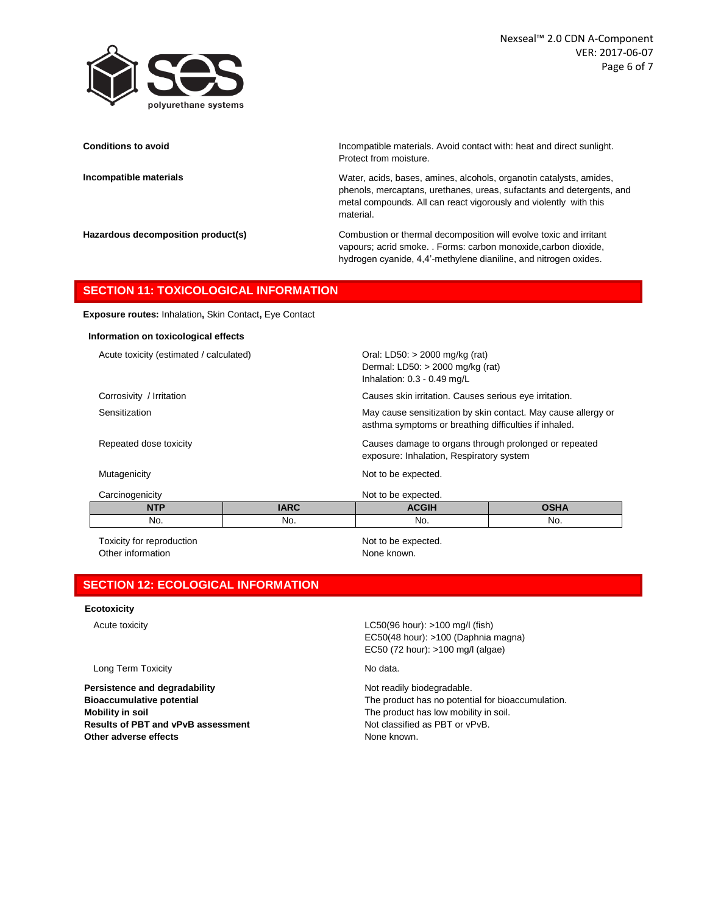**Conditions to avoid** — Incompatible materials. Avoid contact with: heat and direct sunlight. Protect from moisture.

**Incompatible materials** — Water, acids, bases, amines, alcohols, organotin catalysts, amides, phenols, mercaptans, urethanes, ureas, sufactants and detergents, and metal compounds. All can react vigorously and violently with this material.

**Hazardous decomposition product(s)** — Combustion or thermal decomposition will evolve toxic and irritant vapours; acrid smoke. . Forms: carbon monoxide,carbon dioxide, hydrogen cyanide, 4,4'-methylene dianiline, and nitrogen oxides.

## SECTION 11: TOXICOLOGICAL INFORMATION

**Exposure routes:** Inhalation**,** Skin Contact**,** Eye Contact

**Information on toxicological effects**

Acute toxicity (estimated / calculated) — Oral: LD50: > 2000 mg/kg (rat)
Dermal: LD50: > 2000 mg/kg (rat)
Inhalation: 0.3 - 0.49 mg/L

Corrosivity / Irritation — Causes skin irritation. Causes serious eye irritation.

Sensitization — May cause sensitization by skin contact. May cause allergy or asthma symptoms or breathing difficulties if inhaled.

Repeated dose toxicity — Causes damage to organs through prolonged or repeated exposure: Inhalation, Respiratory system

Mutagenicity — Not to be expected.

Carcinogenicity — Not to be expected.

| NTP | IARC | ACGIH | OSHA |
|---|---|---|---|
| No. | No. | No. | No. |

Toxicity for reproduction — Not to be expected.

Other information — None known.

## SECTION 12: ECOLOGICAL INFORMATION

**Ecotoxicity**

Acute toxicity — LC50(96 hour): >100 mg/l (fish)
EC50(48 hour): >100 (Daphnia magna)
EC50 (72 hour): >100 mg/l (algae)

Long Term Toxicity — No data.

**Persistence and degradability** — Not readily biodegradable.

**Bioaccumulative potential** — The product has no potential for bioaccumulation.

**Mobility in soil** — The product has low mobility in soil.

**Results of PBT and vPvB assessment** — Not classified as PBT or vPvB.

**Other adverse effects** — None known.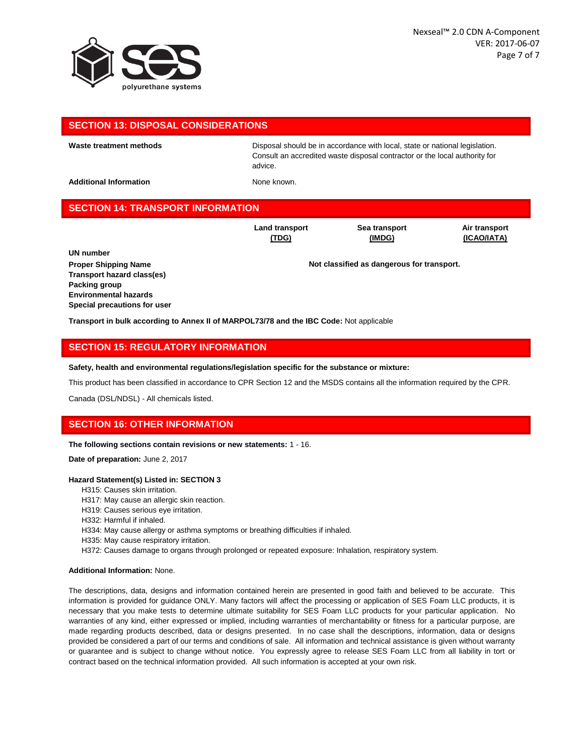## SECTION 13: DISPOSAL CONSIDERATIONS

| | |
|---|---|
| **Waste treatment methods** | Disposal should be in accordance with local, state or national legislation. Consult an accredited waste disposal contractor or the local authority for advice. |
| **Additional Information** | None known. |

## SECTION 14: TRANSPORT INFORMATION

| | Land transport (TDG) | Sea transport (IMDG) | Air transport (ICAO/IATA) |
|---|---|---|---|
| **UN number** | | | |
| **Proper Shipping Name** | | **Not classified as dangerous for transport.** | |
| **Transport hazard class(es)** | | | |
| **Packing group** | | | |
| **Environmental hazards** | | | |
| **Special precautions for user** | | | |

**Transport in bulk according to Annex II of MARPOL73/78 and the IBC Code:** Not applicable

## SECTION 15: REGULATORY INFORMATION

**Safety, health and environmental regulations/legislation specific for the substance or mixture:**

This product has been classified in accordance to CPR Section 12 and the MSDS contains all the information required by the CPR.

Canada (DSL/NDSL) - All chemicals listed.

## SECTION 16: OTHER INFORMATION

**The following sections contain revisions or new statements:** 1 - 16.

**Date of preparation:** June 2, 2017

**Hazard Statement(s) Listed in: SECTION 3**

- H315: Causes skin irritation.
- H317: May cause an allergic skin reaction.
- H319: Causes serious eye irritation.
- H332: Harmful if inhaled.
- H334: May cause allergy or asthma symptoms or breathing difficulties if inhaled.
- H335: May cause respiratory irritation.
- H372: Causes damage to organs through prolonged or repeated exposure: Inhalation, respiratory system.

**Additional Information:** None.

The descriptions, data, designs and information contained herein are presented in good faith and believed to be accurate. This information is provided for guidance ONLY. Many factors will affect the processing or application of SES Foam LLC products, it is necessary that you make tests to determine ultimate suitability for SES Foam LLC products for your particular application. No warranties of any kind, either expressed or implied, including warranties of merchantability or fitness for a particular purpose, are made regarding products described, data or designs presented. In no case shall the descriptions, information, data or designs provided be considered a part of our terms and conditions of sale. All information and technical assistance is given without warranty or guarantee and is subject to change without notice. You expressly agree to release SES Foam LLC from all liability in tort or contract based on the technical information provided. All such information is accepted at your own risk.